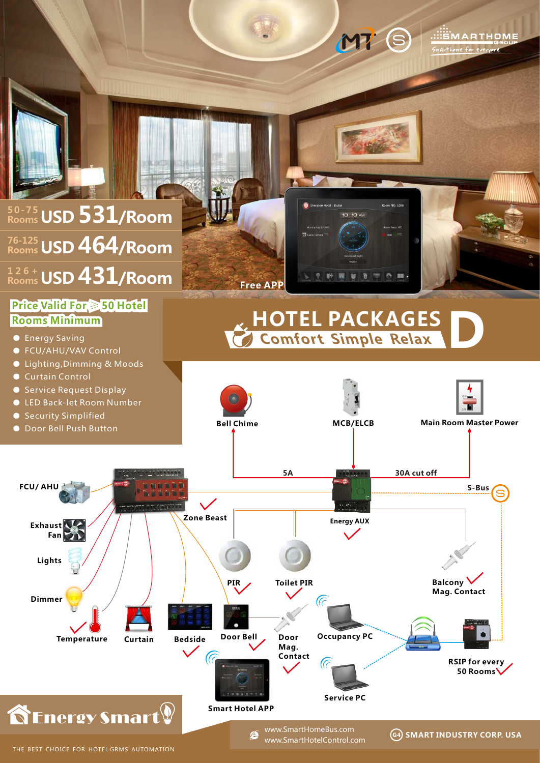MT | SMARTHOME GROUP — Smarthome for everyone

| Rooms | Price |
|---|---|
| 50-75 Rooms | USD 531/Room |
| 76-125 Rooms | USD 464/Room |
| 126+ Rooms | USD 431/Room |

Free APP

**Price Valid For ≥ 50 Hotel Rooms Minimum**

- Energy Saving
- FCU/AHU/VAV Control
- Lighting,Dimming & Moods
- Curtain Control
- Service Request Display
- LED Back-let Room Number
- Security Simplified
- Door Bell Push Button

# HOTEL PACKAGES D

## Comfort Simple Relax

Bell Chime

MCB/ELCB

Main Room Master Power

5A

30A cut off

S-Bus

FCU/ AHU

Exhaust Fan

Lights

Dimmer

Temperature

Curtain

Bedside

Zone Beast

Energy AUX

PIR

Toilet PIR

Balcony Mag. Contact

Door Bell

Door Mag. Contact

Occupancy PC

Service PC

RSIP for every 50 Rooms

Smart Hotel APP

Energy Smart

THE BEST CHOICE FOR HOTEL GRMS AUTOMATION

www.SmartHomeBus.com
www.SmartHotelControl.com

G4 SMART INDUSTRY CORP. USA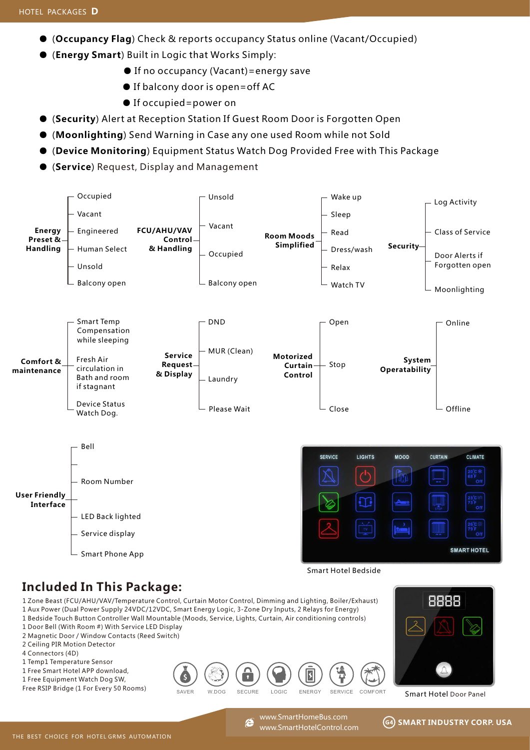- (**Occupancy Flag**) Check & reports occupancy Status online (Vacant/Occupied)
- (**Energy Smart**) Built in Logic that Works Simply:
  - If no occupancy (Vacant)=energy save
  - If balcony door is open=off AC
  - If occupied=power on
- (**Security**) Alert at Reception Station If Guest Room Door is Forgotten Open
- (**Moonlighting**) Send Warning in Case any one used Room while not Sold
- (**Device Monitoring**) Equipment Status Watch Dog Provided Free with This Package
- (**Service**) Request, Display and Management

**Energy Preset & Handling**
- Occupied
- Vacant
- Engineered
- Human Select
- Unsold
- Balcony open

**FCU/AHU/VAV Control & Handling**
- Unsold
- Vacant
- Occupied
- Balcony open

**Room Moods Simplified**
- Wake up
- Sleep
- Read
- Dress/wash
- Relax
- Watch TV

**Security**
- Log Activity
- Class of Service
- Door Alerts if Forgotten open
- Moonlighting

**Comfort & maintenance**
- Smart Temp Compensation while sleeping
- Fresh Air circulation in Bath and room if stagnant
- Device Status Watch Dog.

**Service Request & Display**
- DND
- MUR (Clean)
- Laundry
- Please Wait

**Motorized Curtain Control**
- Open
- Stop
- Close

**System Operatability**
- Online
- Offline

**User Friendly Interface**
- Bell
- Room Number
- LED Back lighted
- Service display
- Smart Phone App

Smart Hotel Bedside

## Included In This Package:

1 Zone Beast (FCU/AHU/VAV/Temperature Control, Curtain Motor Control, Dimming and Lighting, Boiler/Exhaust)
1 Aux Power (Dual Power Supply 24VDC/12VDC, Smart Energy Logic, 3-Zone Dry Inputs, 2 Relays for Energy)
1 Bedside Touch Button Controller Wall Mountable (Moods, Service, Lights, Curtain, Air conditioning controls)
1 Door Bell (With Room #) With Service LED Display
2 Magnetic Door / Window Contacts (Reed Switch)
2 Ceiling PIR Motion Detector
4 Connectors (4D)
1 Temp1 Temperature Sensor
1 Free Smart Hotel APP download,
1 Free Equipment Watch Dog SW,
Free RSIP Bridge (1 For Every 50 Rooms)

SAVER W.DOG SECURE LOGIC ENERGY SERVICE COMFORT

Smart Hotel Door Panel

www.SmartHomeBus.com
www.SmartHotelControl.com

SMART INDUSTRY CORP. USA

THE BEST CHOICE FOR HOTEL GRMS AUTOMATION